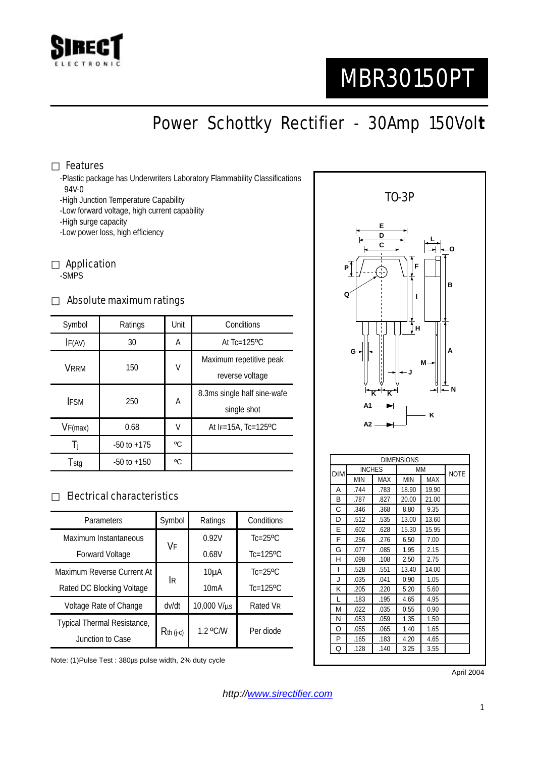SIRECT ELECTRONIC

# MBR30150PT

## Power Schottky Rectifier - 30Amp 150Volt

### Features

-Plastic package has Underwriters Laboratory Flammability Classifications 94V-0
-High Junction Temperature Capability
-Low forward voltage, high current capability
-High surge capacity
-Low power loss, high efficiency

### Application

-SMPS

### Absolute maximum ratings

| Symbol | Ratings | Unit | Conditions |
|---|---|---|---|
| $I_{F(AV)}$ | 30 | A | At Tc=125ºC |
| $V_{RRM}$ | 150 | V | Maximum repetitive peak reverse voltage |
| $I_{FSM}$ | 250 | A | 8.3ms single half sine-wafe single shot |
| $V_{F(max)}$ | 0.68 | V | At $I_F$=15A, Tc=125ºC |
| $T_j$ | -50 to +175 | ºC | |
| $T_{stg}$ | -50 to +150 | ºC | |

### Electrical characteristics

| Parameters | Symbol | Ratings | Conditions |
|---|---|---|---|
| Maximum Instantaneous Forward Voltage | $V_F$ | 0.92V | Tc=25ºC |
| | | 0.68V | Tc=125ºC |
| Maximum Reverse Current At Rated DC Blocking Voltage | $I_R$ | 10µA | Tc=25ºC |
| | | 10mA | Tc=125ºC |
| Voltage Rate of Change | dv/dt | 10,000 V/µs | Rated $V_R$ |
| Typical Thermal Resistance, Junction to Case | $R_{th\ (j\text{-}c)}$ | 1.2 ºC/W | Per diode |

Note: (1)Pulse Test : 380µs pulse width, 2% duty cycle

TO-3P

A1, A2, K

| DIM | INCHES MIN | INCHES MAX | MM MIN | MM MAX | NOTE |
|---|---|---|---|---|---|
| A | .744 | .783 | 18.90 | 19.90 | |
| B | .787 | .827 | 20.00 | 21.00 | |
| C | .346 | .368 | 8.80 | 9.35 | |
| D | .512 | .535 | 13.00 | 13.60 | |
| E | .602 | .628 | 15.30 | 15.95 | |
| F | .256 | .276 | 6.50 | 7.00 | |
| G | .077 | .085 | 1.95 | 2.15 | |
| H | .098 | .108 | 2.50 | 2.75 | |
| I | .528 | .551 | 13.40 | 14.00 | |
| J | .035 | .041 | 0.90 | 1.05 | |
| K | .205 | .220 | 5.20 | 5.60 | |
| L | .183 | .195 | 4.65 | 4.95 | |
| M | .022 | .035 | 0.55 | 0.90 | |
| N | .053 | .059 | 1.35 | 1.50 | |
| O | .055 | .065 | 1.40 | 1.65 | |
| P | .165 | .183 | 4.20 | 4.65 | |
| Q | .128 | .140 | 3.25 | 3.55 | |

April 2004

http://www.sirectifier.com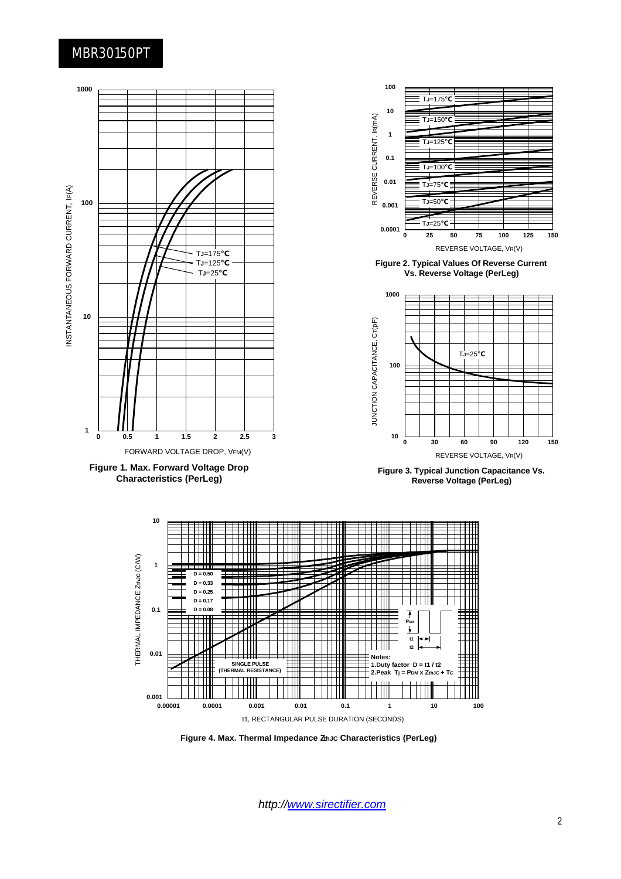# MBR30150PT

FORWARD VOLTAGE DROP, VFM(V)

INSTANTANEOUS FORWARD CURRENT, IF(A)

TJ=175°C
TJ=125°C
TJ=25°C

**Figure 1. Max. Forward Voltage Drop Characteristics (PerLeg)**

REVERSE VOLTAGE, VR(V)

REVERSE CURRENT, IR(mA)

TJ=175°C
TJ=150°C
TJ=125°C
TJ=100°C
TJ=75°C
TJ=50°C
TJ=25°C

**Figure 2. Typical Values Of Reverse Current Vs. Reverse Voltage (PerLeg)**

REVERSE VOLTAGE, VR(V)

JUNCTION CAPACITANCE, CT(pF)

TJ=25°C

**Figure 3. Typical Junction Capacitance Vs. Reverse Voltage (PerLeg)**

t1, RECTANGULAR PULSE DURATION (SECONDS)

THERMAL IMPEDANCE ZthJC (C/W)

D = 0.50
D = 0.33
D = 0.25
D = 0.17
D = 0.08

SINGLE PULSE (THERMAL RESISTANCE)

Notes:
1.Duty factor D = t1 / t2
2.Peak Tj = PDM x ZthJC + Tc

**Figure 4. Max. Thermal Impedance ZthJC Characteristics (PerLeg)**

*http://www.sirectifier.com*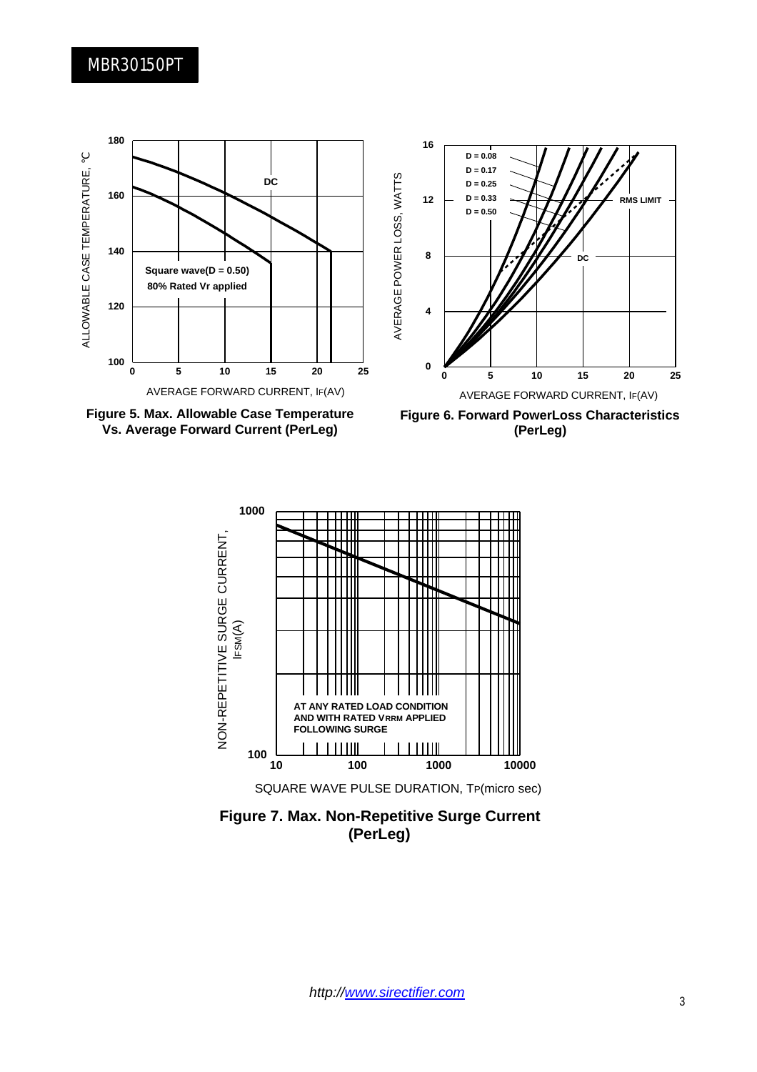MBR30150PT

180
160
140
120
100

ALLOWABLE CASE TEMPERATURE, °C

DC

Square wave(D = 0.50)
80% Rated Vr applied

0 5 10 15 20 25

AVERAGE FORWARD CURRENT, $I_{F(AV)}$

**Figure 5. Max. Allowable Case Temperature Vs. Average Forward Current (PerLeg)**

16
12
8
4
0

AVERAGE POWER LOSS, WATTS

D = 0.08
D = 0.17
D = 0.25
D = 0.33
D = 0.50

RMS LIMIT

DC

0 5 10 15 20 25

AVERAGE FORWARD CURRENT, $I_{F(AV)}$

**Figure 6. Forward PowerLoss Characteristics (PerLeg)**

1000
100

NON-REPETITIVE SURGE CURRENT, $I_{FSM}$(A)

AT ANY RATED LOAD CONDITION
AND WITH RATED $V_{RRM}$ APPLIED
FOLLOWING SURGE

10 100 1000 10000

SQUARE WAVE PULSE DURATION, $T_P$(micro sec)

**Figure 7. Max. Non-Repetitive Surge Current (PerLeg)**

*http://www.sirectifier.com*